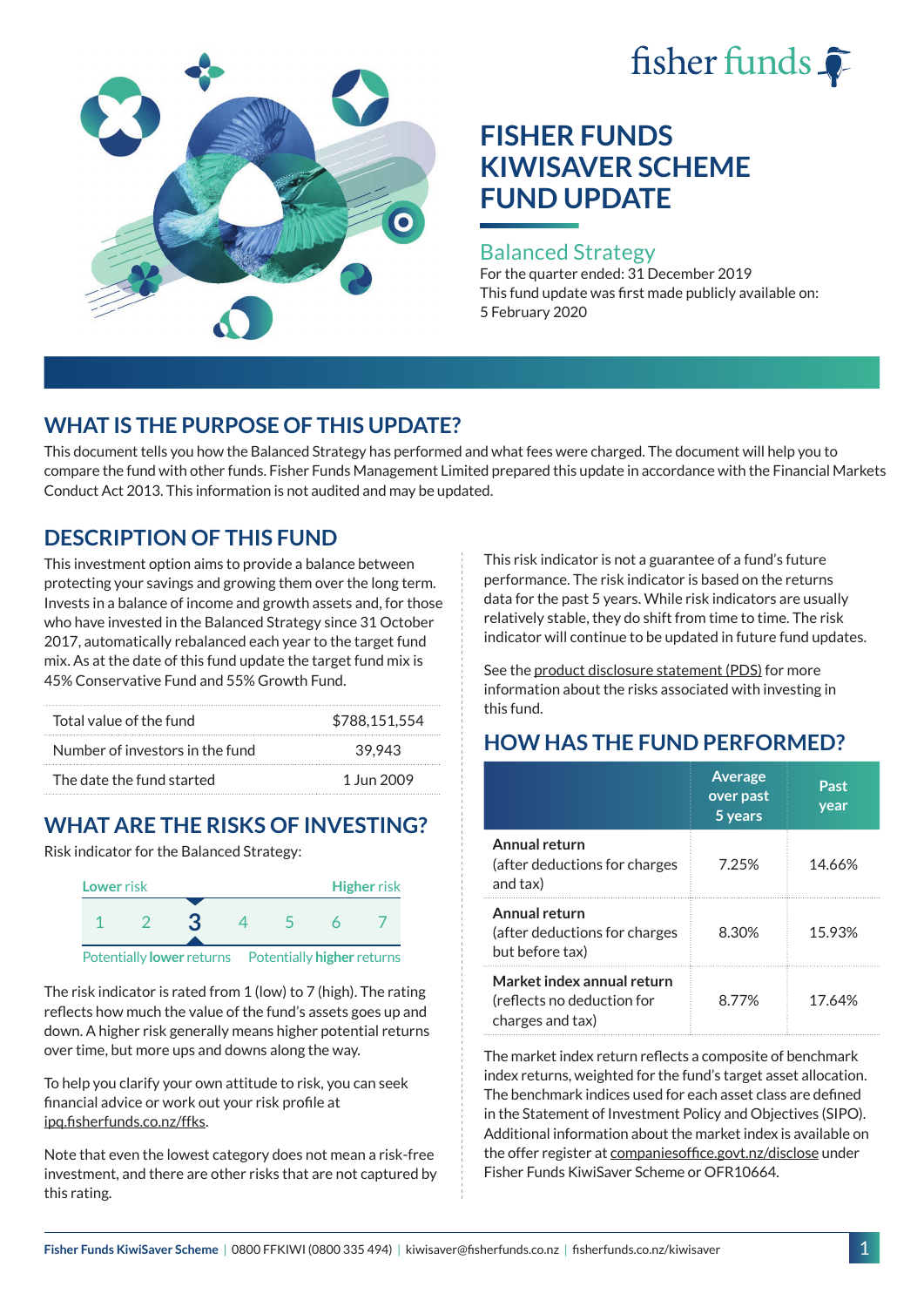fisher funds

# FISHER FUNDS KIWISAVER SCHEME FUND UPDATE

## Balanced Strategy

For the quarter ended: 31 December 2019

This fund update was first made publicly available on: 5 February 2020

## WHAT IS THE PURPOSE OF THIS UPDATE?

This document tells you how the Balanced Strategy has performed and what fees were charged. The document will help you to compare the fund with other funds. Fisher Funds Management Limited prepared this update in accordance with the Financial Markets Conduct Act 2013. This information is not audited and may be updated.

## DESCRIPTION OF THIS FUND

This investment option aims to provide a balance between protecting your savings and growing them over the long term. Invests in a balance of income and growth assets and, for those who have invested in the Balanced Strategy since 31 October 2017, automatically rebalanced each year to the target fund mix. As at the date of this fund update the target fund mix is 45% Conservative Fund and 55% Growth Fund.

| | |
|---|---|
| Total value of the fund | $788,151,554 |
| Number of investors in the fund | 39,943 |
| The date the fund started | 1 Jun 2009 |

## WHAT ARE THE RISKS OF INVESTING?

Risk indicator for the Balanced Strategy:

**Lower** risk — **Higher** risk

| 1 | 2 | **3** | 4 | 5 | 6 | 7 |
|---|---|---|---|---|---|---|

Potentially **lower** returns — Potentially **higher** returns

The risk indicator is rated from 1 (low) to 7 (high). The rating reflects how much the value of the fund's assets goes up and down. A higher risk generally means higher potential returns over time, but more ups and downs along the way.

To help you clarify your own attitude to risk, you can seek financial advice or work out your risk profile at ipq.fisherfunds.co.nz/ffks.

Note that even the lowest category does not mean a risk-free investment, and there are other risks that are not captured by this rating.

This risk indicator is not a guarantee of a fund's future performance. The risk indicator is based on the returns data for the past 5 years. While risk indicators are usually relatively stable, they do shift from time to time. The risk indicator will continue to be updated in future fund updates.

See the product disclosure statement (PDS) for more information about the risks associated with investing in this fund.

## HOW HAS THE FUND PERFORMED?

| | Average over past 5 years | Past year |
|---|---|---|
| **Annual return** (after deductions for charges and tax) | 7.25% | 14.66% |
| **Annual return** (after deductions for charges but before tax) | 8.30% | 15.93% |
| **Market index annual return** (reflects no deduction for charges and tax) | 8.77% | 17.64% |

The market index return reflects a composite of benchmark index returns, weighted for the fund's target asset allocation. The benchmark indices used for each asset class are defined in the Statement of Investment Policy and Objectives (SIPO). Additional information about the market index is available on the offer register at companiesoffice.govt.nz/disclose under Fisher Funds KiwiSaver Scheme or OFR10664.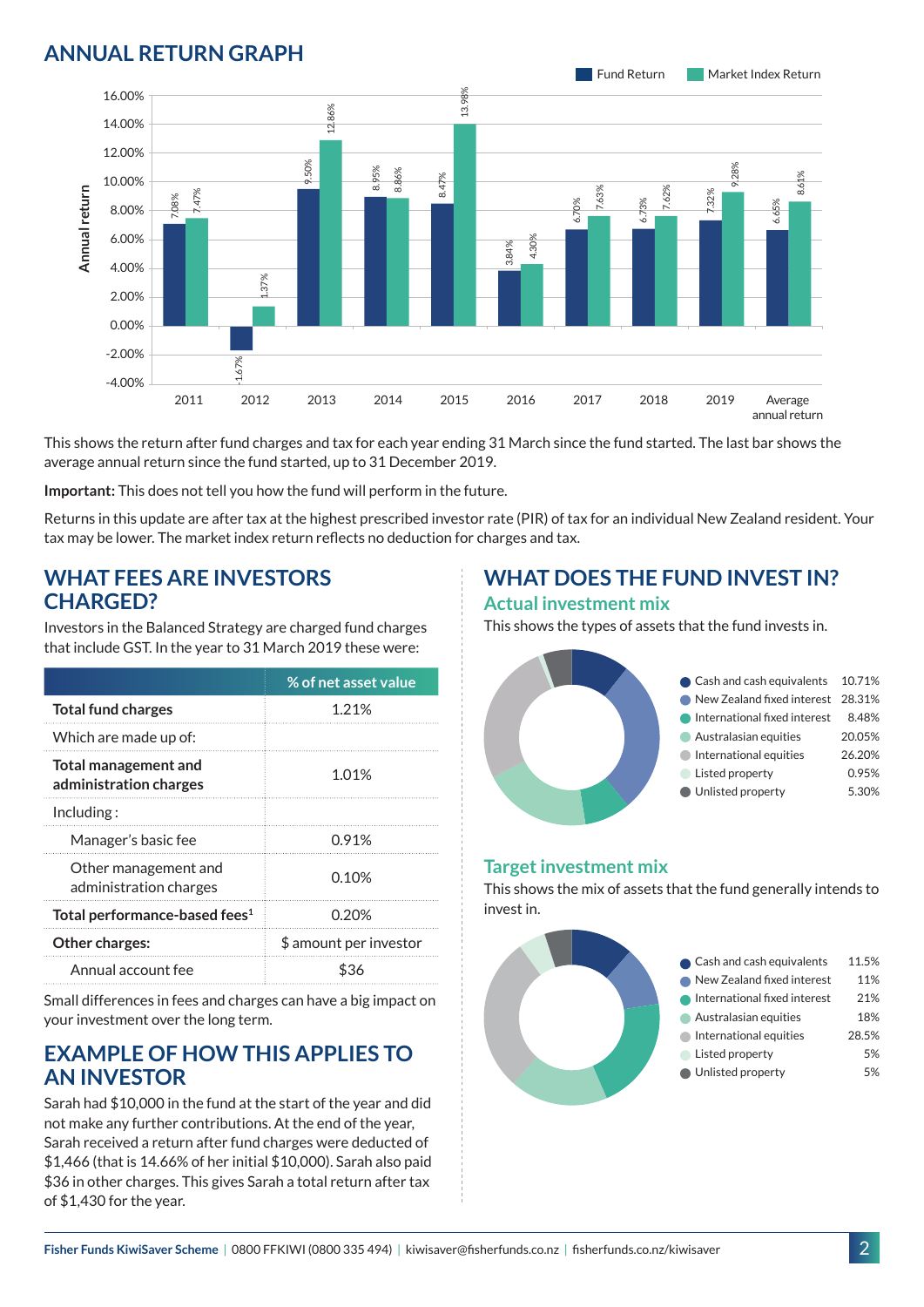## ANNUAL RETURN GRAPH

| Year | Fund Return | Market Index Return |
|---|---|---|
| 2011 | 7.08% | 7.47% |
| 2012 | -1.67% | 1.37% |
| 2013 | 9.50% | 12.86% |
| 2014 | 8.95% | 8.86% |
| 2015 | 8.47% | 13.98% |
| 2016 | 3.84% | 4.30% |
| 2017 | 6.70% | 7.63% |
| 2018 | 6.73% | 7.62% |
| 2019 | 7.32% | 9.28% |
| Average annual return | 6.65% | 8.61% |

This shows the return after fund charges and tax for each year ending 31 March since the fund started. The last bar shows the average annual return since the fund started, up to 31 December 2019.

**Important:** This does not tell you how the fund will perform in the future.

Returns in this update are after tax at the highest prescribed investor rate (PIR) of tax for an individual New Zealand resident. Your tax may be lower. The market index return reflects no deduction for charges and tax.

## WHAT FEES ARE INVESTORS CHARGED?

Investors in the Balanced Strategy are charged fund charges that include GST. In the year to 31 March 2019 these were:

| | % of net asset value |
|---|---|
| **Total fund charges** | 1.21% |
| Which are made up of: | |
| **Total management and administration charges** | 1.01% |
| Including : | |
| Manager's basic fee | 0.91% |
| Other management and administration charges | 0.10% |
| **Total performance-based fees**[1] | 0.20% |
| **Other charges:** | $ amount per investor |
| Annual account fee | $36 |

Small differences in fees and charges can have a big impact on your investment over the long term.

## EXAMPLE OF HOW THIS APPLIES TO AN INVESTOR

Sarah had $10,000 in the fund at the start of the year and did not make any further contributions. At the end of the year, Sarah received a return after fund charges were deducted of $1,466 (that is 14.66% of her initial $10,000). Sarah also paid $36 in other charges. This gives Sarah a total return after tax of $1,430 for the year.

## WHAT DOES THE FUND INVEST IN?

### Actual investment mix

This shows the types of assets that the fund invests in.

| Asset | % |
|---|---|
| Cash and cash equivalents | 10.71% |
| New Zealand fixed interest | 28.31% |
| International fixed interest | 8.48% |
| Australasian equities | 20.05% |
| International equities | 26.20% |
| Listed property | 0.95% |
| Unlisted property | 5.30% |

### Target investment mix

This shows the mix of assets that the fund generally intends to invest in.

| Asset | % |
|---|---|
| Cash and cash equivalents | 11.5% |
| New Zealand fixed interest | 11% |
| International fixed interest | 21% |
| Australasian equities | 18% |
| International equities | 28.5% |
| Listed property | 5% |
| Unlisted property | 5% |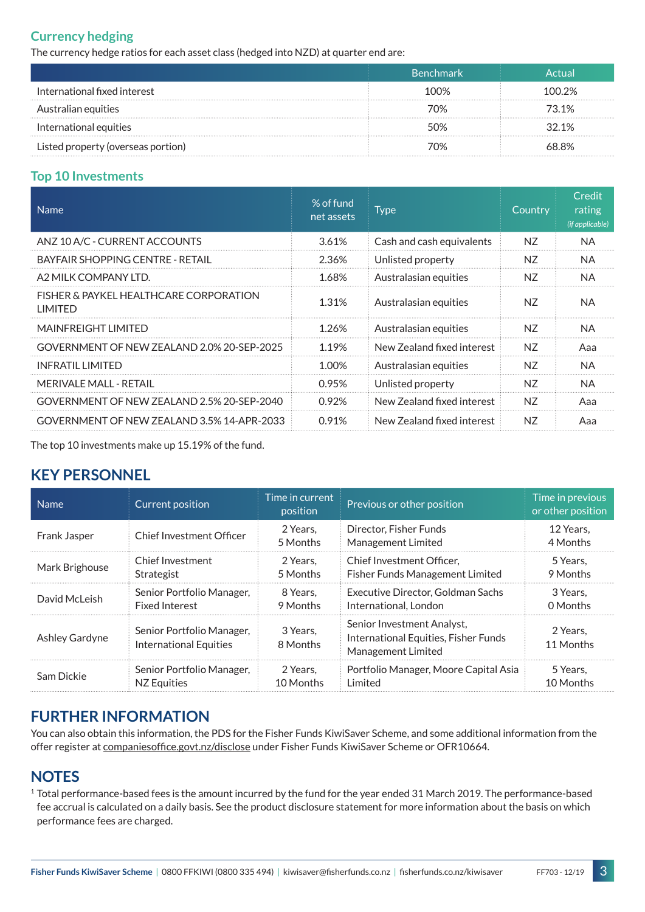## Currency hedging

The currency hedge ratios for each asset class (hedged into NZD) at quarter end are:

| | Benchmark | Actual |
|---|---|---|
| International fixed interest | 100% | 100.2% |
| Australian equities | 70% | 73.1% |
| International equities | 50% | 32.1% |
| Listed property (overseas portion) | 70% | 68.8% |

## Top 10 Investments

| Name | % of fund net assets | Type | Country | Credit rating *(if applicable)* |
|---|---|---|---|---|
| ANZ 10 A/C - CURRENT ACCOUNTS | 3.61% | Cash and cash equivalents | NZ | NA |
| BAYFAIR SHOPPING CENTRE - RETAIL | 2.36% | Unlisted property | NZ | NA |
| A2 MILK COMPANY LTD. | 1.68% | Australasian equities | NZ | NA |
| FISHER & PAYKEL HEALTHCARE CORPORATION LIMITED | 1.31% | Australasian equities | NZ | NA |
| MAINFREIGHT LIMITED | 1.26% | Australasian equities | NZ | NA |
| GOVERNMENT OF NEW ZEALAND 2.0% 20-SEP-2025 | 1.19% | New Zealand fixed interest | NZ | Aaa |
| INFRATIL LIMITED | 1.00% | Australasian equities | NZ | NA |
| MERIVALE MALL - RETAIL | 0.95% | Unlisted property | NZ | NA |
| GOVERNMENT OF NEW ZEALAND 2.5% 20-SEP-2040 | 0.92% | New Zealand fixed interest | NZ | Aaa |
| GOVERNMENT OF NEW ZEALAND 3.5% 14-APR-2033 | 0.91% | New Zealand fixed interest | NZ | Aaa |

The top 10 investments make up 15.19% of the fund.

## KEY PERSONNEL

| Name | Current position | Time in current position | Previous or other position | Time in previous or other position |
|---|---|---|---|---|
| Frank Jasper | Chief Investment Officer | 2 Years, 5 Months | Director, Fisher Funds Management Limited | 12 Years, 4 Months |
| Mark Brighouse | Chief Investment Strategist | 2 Years, 5 Months | Chief Investment Officer, Fisher Funds Management Limited | 5 Years, 9 Months |
| David McLeish | Senior Portfolio Manager, Fixed Interest | 8 Years, 9 Months | Executive Director, Goldman Sachs International, London | 3 Years, 0 Months |
| Ashley Gardyne | Senior Portfolio Manager, International Equities | 3 Years, 8 Months | Senior Investment Analyst, International Equities, Fisher Funds Management Limited | 2 Years, 11 Months |
| Sam Dickie | Senior Portfolio Manager, NZ Equities | 2 Years, 10 Months | Portfolio Manager, Moore Capital Asia Limited | 5 Years, 10 Months |

## FURTHER INFORMATION

You can also obtain this information, the PDS for the Fisher Funds KiwiSaver Scheme, and some additional information from the offer register at companiesoffice.govt.nz/disclose under Fisher Funds KiwiSaver Scheme or OFR10664.

## NOTES

[1] Total performance-based fees is the amount incurred by the fund for the year ended 31 March 2019. The performance-based fee accrual is calculated on a daily basis. See the product disclosure statement for more information about the basis on which performance fees are charged.

**Fisher Funds KiwiSaver Scheme** | 0800 FFKIWI (0800 335 494) | kiwisaver@fisherfunds.co.nz | fisherfunds.co.nz/kiwisaver FF703 - 12/19